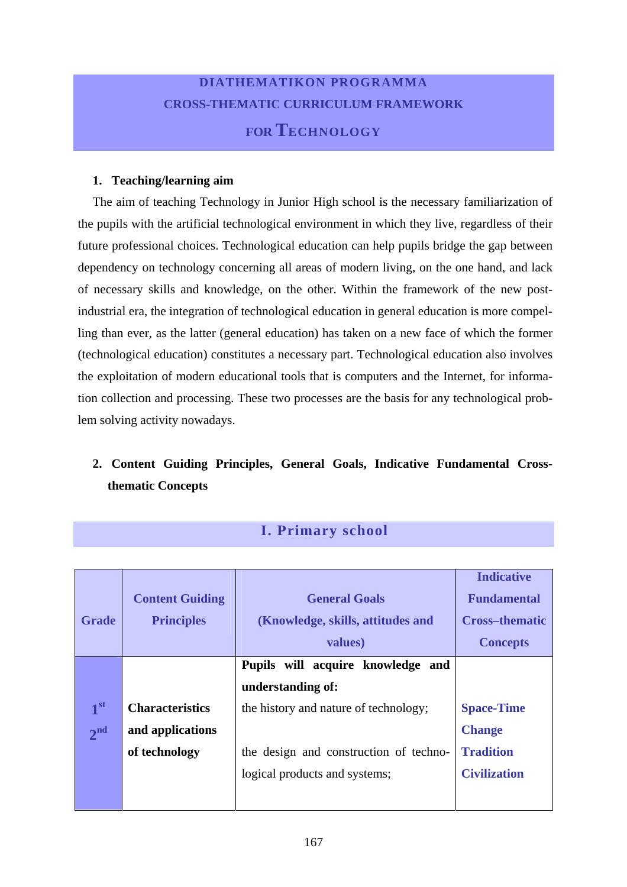# DIATHEMATIKON PROGRAMMA
# CROSS-THEMATIC CURRICULUM FRAMEWORK
# FOR TECHNOLOGY

## 1. Teaching/learning aim

The aim of teaching Technology in Junior High school is the necessary familiarization of the pupils with the artificial technological environment in which they live, regardless of their future professional choices. Technological education can help pupils bridge the gap between dependency on technology concerning all areas of modern living, on the one hand, and lack of necessary skills and knowledge, on the other. Within the framework of the new post-industrial era, the integration of technological education in general education is more compelling than ever, as the latter (general education) has taken on a new face of which the former (technological education) constitutes a necessary part. Technological education also involves the exploitation of modern educational tools that is computers and the Internet, for information collection and processing. These two processes are the basis for any technological problem solving activity nowadays.

## 2. Content Guiding Principles, General Goals, Indicative Fundamental Cross-thematic Concepts

### I. Primary school

| Grade | Content Guiding Principles | General Goals (Knowledge, skills, attitudes and values) | Indicative Fundamental Cross–thematic Concepts |
|---|---|---|---|
| 1st 2nd | **Characteristics and applications of technology** | **Pupils will acquire knowledge and understanding of:**<br>the history and nature of technology;<br><br>the design and construction of technological products and systems; | **Space-Time**<br>**Change**<br>**Tradition**<br>**Civilization** |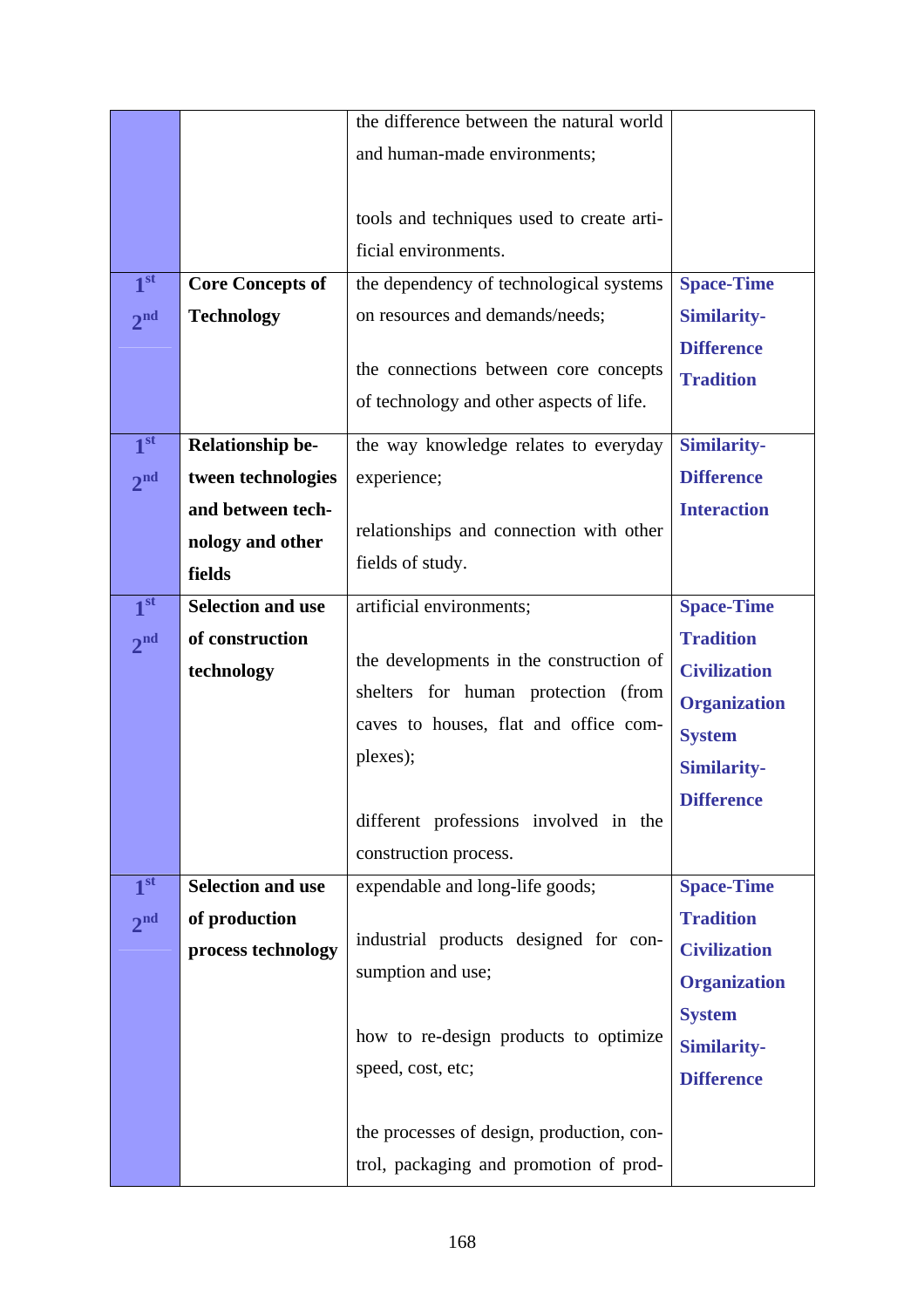|  |  |  |  |
|---|---|---|---|
|  |  | the difference between the natural world and human-made environments;<br><br>tools and techniques used to create artificial environments. |  |
| 1st<br>2nd | **Core Concepts of Technology** | the dependency of technological systems on resources and demands/needs;<br><br>the connections between core concepts of technology and other aspects of life. | **Space-Time**<br>**Similarity-Difference**<br>**Tradition** |
| 1st<br>2nd | **Relationship between technologies and between technology and other fields** | the way knowledge relates to everyday experience;<br><br>relationships and connection with other fields of study. | **Similarity-Difference**<br>**Interaction** |
| 1st<br>2nd | **Selection and use of construction technology** | artificial environments;<br><br>the developments in the construction of shelters for human protection (from caves to houses, flat and office complexes);<br><br>different professions involved in the construction process. | **Space-Time**<br>**Tradition**<br>**Civilization**<br>**Organization**<br>**System**<br>**Similarity-Difference** |
| 1st<br>2nd | **Selection and use of production process technology** | expendable and long-life goods;<br><br>industrial products designed for consumption and use;<br><br>how to re-design products to optimize speed, cost, etc;<br><br>the processes of design, production, control, packaging and promotion of prod- | **Space-Time**<br>**Tradition**<br>**Civilization**<br>**Organization**<br>**System**<br>**Similarity-Difference** |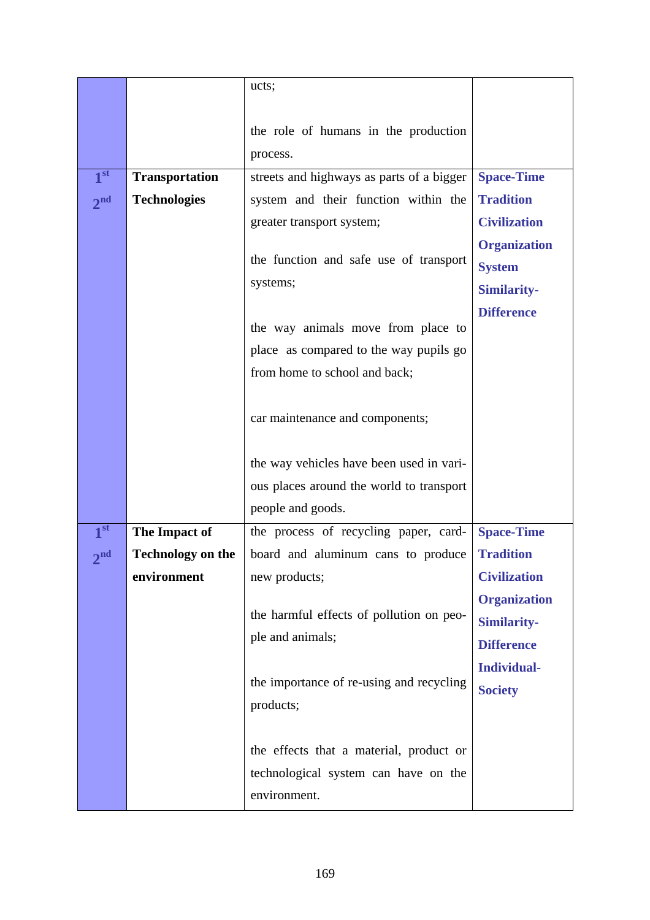| | | | |
|---|---|---|---|
| | | ucts;<br><br>the role of humans in the production process. | |
| 1st<br>2nd | **Transportation Technologies** | streets and highways as parts of a bigger system and their function within the greater transport system;<br><br>the function and safe use of transport systems;<br><br>the way animals move from place to place as compared to the way pupils go from home to school and back;<br><br>car maintenance and components;<br><br>the way vehicles have been used in various places around the world to transport people and goods. | **Space-Time**<br>**Tradition**<br>**Civilization**<br>**Organization**<br>**System**<br>**Similarity-Difference** |
| 1st<br>2nd | **The Impact of Technology on the environment** | the process of recycling paper, cardboard and aluminum cans to produce new products;<br><br>the harmful effects of pollution on people and animals;<br><br>the importance of re-using and recycling products;<br><br>the effects that a material, product or technological system can have on the environment. | **Space-Time**<br>**Tradition**<br>**Civilization**<br>**Organization**<br>**Similarity-Difference**<br>**Individual-Society** |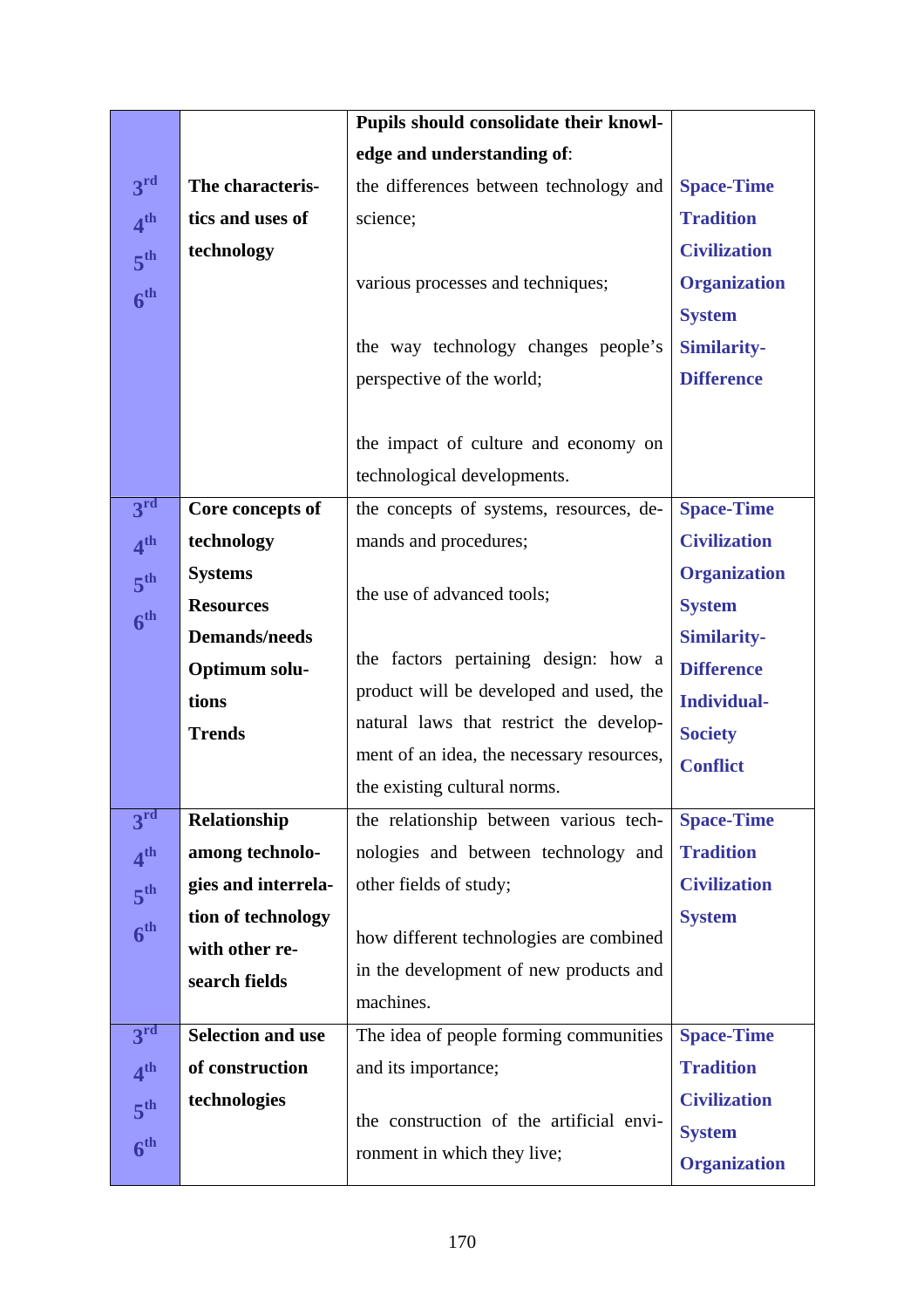| | | Pupils should consolidate their knowledge and understanding of: | |
|---|---|---|---|
| 3rd<br>4th<br>5th<br>6th | **The characteristics and uses of technology** | the differences between technology and science;<br><br>various processes and techniques;<br><br>the way technology changes people's perspective of the world;<br><br>the impact of culture and economy on technological developments. | **Space-Time**<br>**Tradition**<br>**Civilization**<br>**Organization**<br>**System**<br>**Similarity-Difference** |
| 3rd<br>4th<br>5th<br>6th | **Core concepts of technology**<br>**Systems**<br>**Resources**<br>**Demands/needs**<br>**Optimum solutions**<br>**Trends** | the concepts of systems, resources, demands and procedures;<br><br>the use of advanced tools;<br><br>the factors pertaining design: how a product will be developed and used, the natural laws that restrict the development of an idea, the necessary resources, the existing cultural norms. | **Space-Time**<br>**Civilization**<br>**Organization**<br>**System**<br>**Similarity-Difference**<br>**Individual-Society**<br>**Conflict** |
| 3rd<br>4th<br>5th<br>6th | **Relationship among technologies and interrelation of technology with other research fields** | the relationship between various technologies and between technology and other fields of study;<br><br>how different technologies are combined in the development of new products and machines. | **Space-Time**<br>**Tradition**<br>**Civilization**<br>**System** |
| 3rd<br>4th<br>5th<br>6th | **Selection and use of construction technologies** | The idea of people forming communities and its importance;<br><br>the construction of the artificial environment in which they live; | **Space-Time**<br>**Tradition**<br>**Civilization**<br>**System**<br>**Organization** |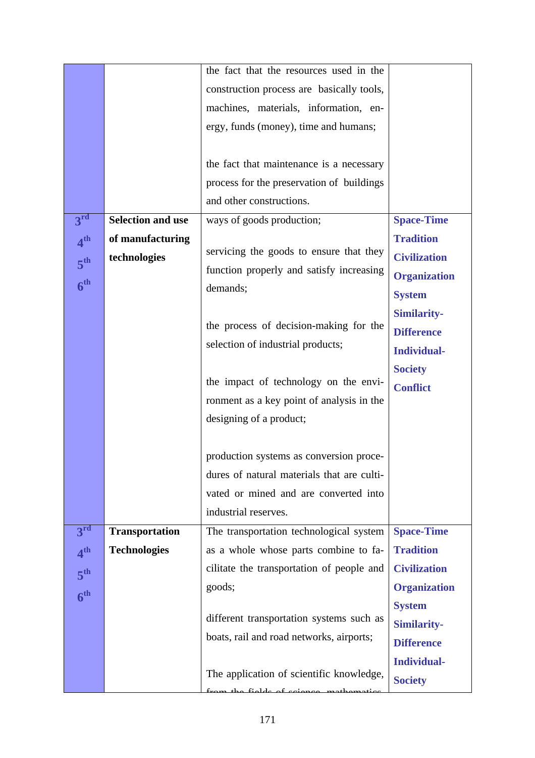| | | | |
|---|---|---|---|
| | | the fact that the resources used in the construction process are basically tools, machines, materials, information, energy, funds (money), time and humans;<br><br>the fact that maintenance is a necessary process for the preservation of buildings and other constructions. | |
| 3rd<br>4th<br>5th<br>6th | **Selection and use of manufacturing technologies** | ways of goods production;<br><br>servicing the goods to ensure that they function properly and satisfy increasing demands;<br><br>the process of decision-making for the selection of industrial products;<br><br>the impact of technology on the environment as a key point of analysis in the designing of a product;<br><br>production systems as conversion procedures of natural materials that are cultivated or mined and are converted into industrial reserves. | **Space-Time**<br>**Tradition**<br>**Civilization**<br>**Organization**<br>**System**<br>**Similarity-Difference**<br>**Individual-Society**<br>**Conflict** |
| 3rd<br>4th<br>5th<br>6th | **Transportation Technologies** | The transportation technological system as a whole whose parts combine to facilitate the transportation of people and goods;<br><br>different transportation systems such as boats, rail and road networks, airports;<br><br>The application of scientific knowledge, from the fields of science, mathematics | **Space-Time**<br>**Tradition**<br>**Civilization**<br>**Organization**<br>**System**<br>**Similarity-Difference**<br>**Individual-Society** |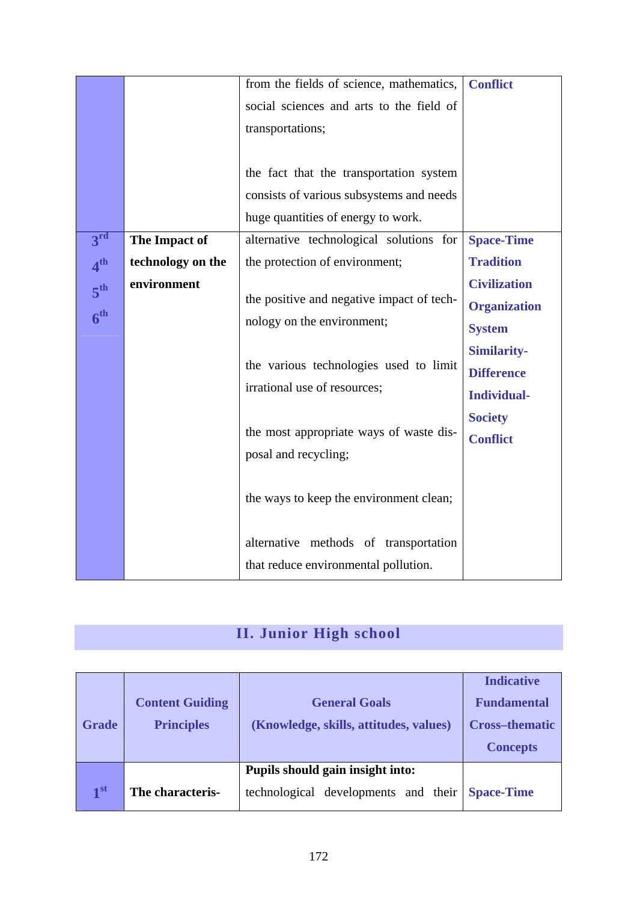| | | | |
|---|---|---|---|
| | | from the fields of science, mathematics, social sciences and arts to the field of transportations;<br><br>the fact that the transportation system consists of various subsystems and needs huge quantities of energy to work. | **Conflict** |
| **3rd**<br>**4th**<br>**5th**<br>**6th** | **The Impact of technology on the environment** | alternative technological solutions for the protection of environment;<br><br>the positive and negative impact of technology on the environment;<br><br>the various technologies used to limit irrational use of resources;<br><br>the most appropriate ways of waste disposal and recycling;<br><br>the ways to keep the environment clean;<br><br>alternative methods of transportation that reduce environmental pollution. | **Space-Time**<br>**Tradition**<br>**Civilization**<br>**Organization**<br>**System**<br>**Similarity-Difference**<br>**Individual-Society**<br>**Conflict** |

## II. Junior High school

| Grade | Content Guiding Principles | General Goals (Knowledge, skills, attitudes, values) | Indicative Fundamental Cross–thematic Concepts |
|---|---|---|---|
| **1st** | **The characteris-** | **Pupils should gain insight into:**<br>technological developments and their | **Space-Time** |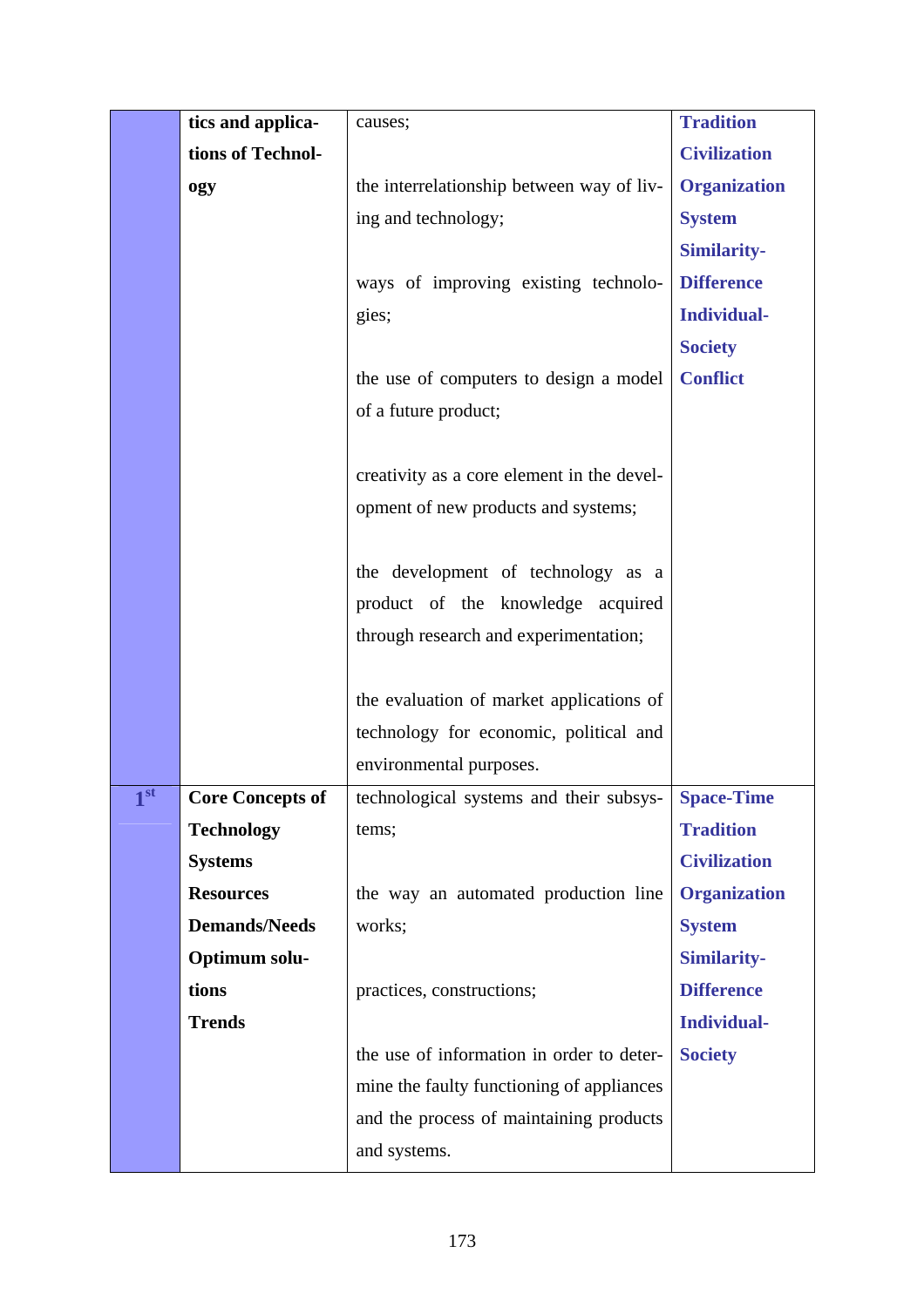| | | | |
|---|---|---|---|
| | **tics and applications of Technology** | causes;<br><br>the interrelationship between way of living and technology;<br><br>ways of improving existing technologies;<br><br>the use of computers to design a model of a future product;<br><br>creativity as a core element in the development of new products and systems;<br><br>the development of technology as a product of the knowledge acquired through research and experimentation;<br><br>the evaluation of market applications of technology for economic, political and environmental purposes. | **Tradition**<br>**Civilization**<br>**Organization**<br>**System**<br>**Similarity-Difference**<br>**Individual-Society**<br>**Conflict** |
| **1st** | **Core Concepts of Technology**<br>**Systems**<br>**Resources**<br>**Demands/Needs**<br>**Optimum solutions**<br>**Trends** | technological systems and their subsystems;<br><br>the way an automated production line works;<br><br>practices, constructions;<br><br>the use of information in order to determine the faulty functioning of appliances and the process of maintaining products and systems. | **Space-Time**<br>**Tradition**<br>**Civilization**<br>**Organization**<br>**System**<br>**Similarity-Difference**<br>**Individual-Society** |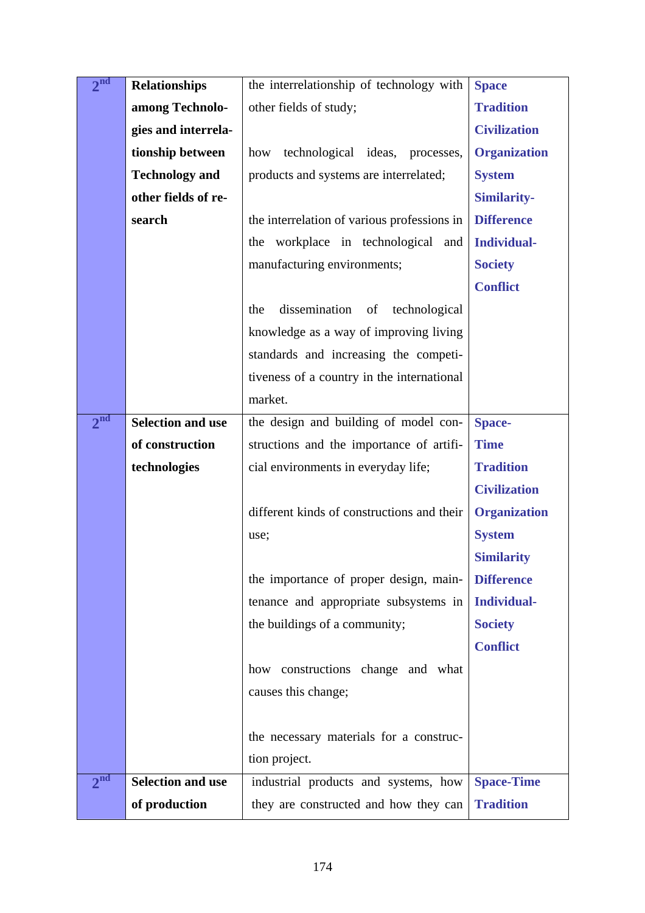| 2nd | **Relationships among Technologies and interrelationship between Technology and other fields of research** | the interrelationship of technology with other fields of study;<br><br>how technological ideas, processes, products and systems are interrelated;<br><br>the interrelation of various professions in the workplace in technological and manufacturing environments;<br><br>the dissemination of technological knowledge as a way of improving living standards and increasing the competitiveness of a country in the international market. | **Space**<br>**Tradition**<br>**Civilization**<br>**Organization**<br>**System**<br>**Similarity-Difference**<br>**Individual-Society**<br>**Conflict** |
|---|---|---|---|
| 2nd | **Selection and use of construction technologies** | the design and building of model constructions and the importance of artificial environments in everyday life;<br><br>different kinds of constructions and their use;<br><br>the importance of proper design, maintenance and appropriate subsystems in the buildings of a community;<br><br>how constructions change and what causes this change;<br><br>the necessary materials for a construction project. | **Space-Time**<br>**Tradition**<br>**Civilization**<br>**Organization**<br>**System**<br>**Similarity**<br>**Difference**<br>**Individual-Society**<br>**Conflict** |
| 2nd | **Selection and use of production** | industrial products and systems, how they are constructed and how they can | **Space-Time**<br>**Tradition** |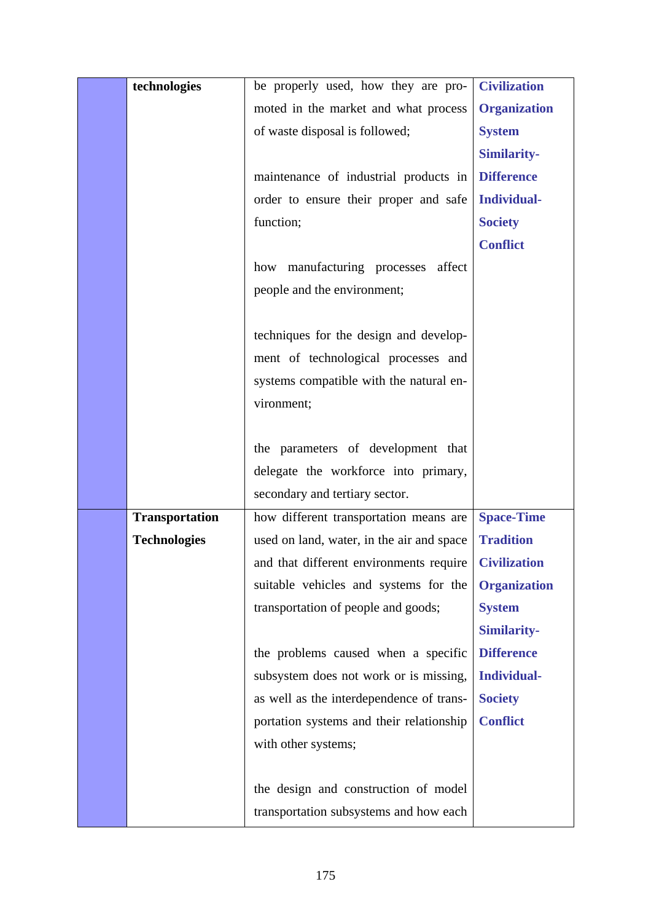| | | | |
|---|---|---|---|
| | **technologies** | be properly used, how they are promoted in the market and what process of waste disposal is followed;<br><br>maintenance of industrial products in order to ensure their proper and safe function;<br><br>how manufacturing processes affect people and the environment;<br><br>techniques for the design and development of technological processes and systems compatible with the natural environment;<br><br>the parameters of development that delegate the workforce into primary, secondary and tertiary sector. | **Civilization**<br>**Organization**<br>**System**<br>**Similarity-Difference**<br>**Individual-Society**<br>**Conflict** |
| | **Transportation Technologies** | how different transportation means are used on land, water, in the air and space and that different environments require suitable vehicles and systems for the transportation of people and goods;<br><br>the problems caused when a specific subsystem does not work or is missing, as well as the interdependence of transportation systems and their relationship with other systems;<br><br>the design and construction of model transportation subsystems and how each | **Space-Time**<br>**Tradition**<br>**Civilization**<br>**Organization**<br>**System**<br>**Similarity-Difference**<br>**Individual-Society**<br>**Conflict** |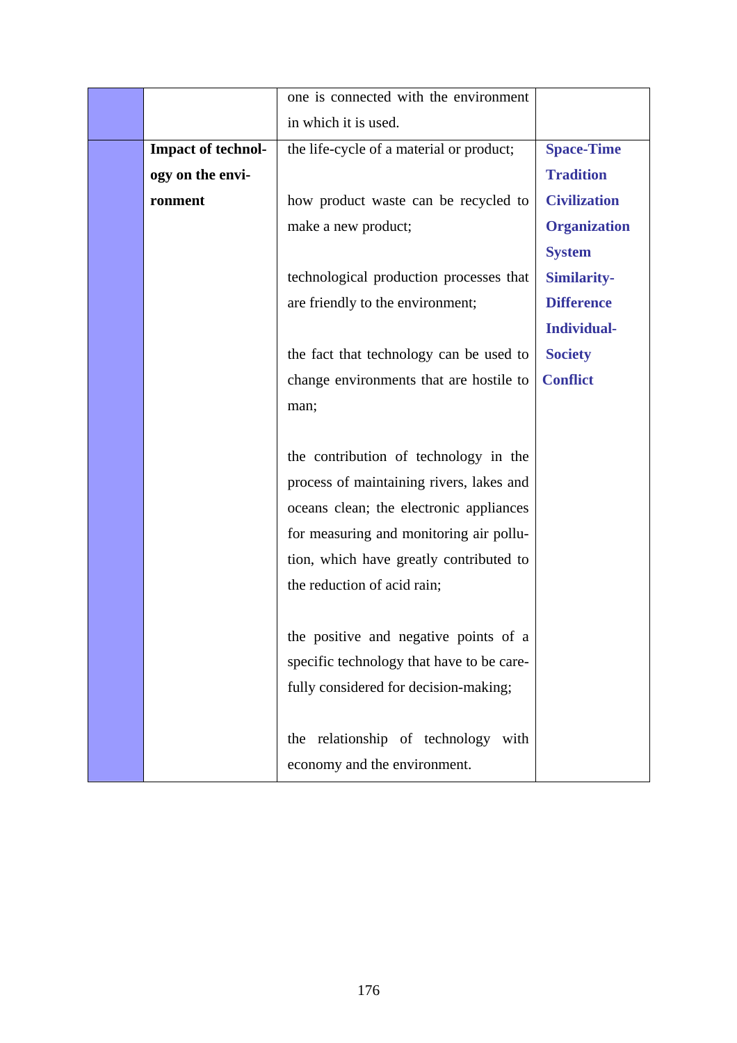| | | | |
|---|---|---|---|
| | | one is connected with the environment in which it is used. | |
| | **Impact of technology on the environment** | the life-cycle of a material or product;<br><br>how product waste can be recycled to make a new product;<br><br>technological production processes that are friendly to the environment;<br><br>the fact that technology can be used to change environments that are hostile to man;<br><br>the contribution of technology in the process of maintaining rivers, lakes and oceans clean; the electronic appliances for measuring and monitoring air pollution, which have greatly contributed to the reduction of acid rain;<br><br>the positive and negative points of a specific technology that have to be carefully considered for decision-making;<br><br>the relationship of technology with economy and the environment. | **Space-Time**<br>**Tradition**<br>**Civilization**<br>**Organization**<br>**System**<br>**Similarity-Difference**<br>**Individual-Society**<br>**Conflict** |